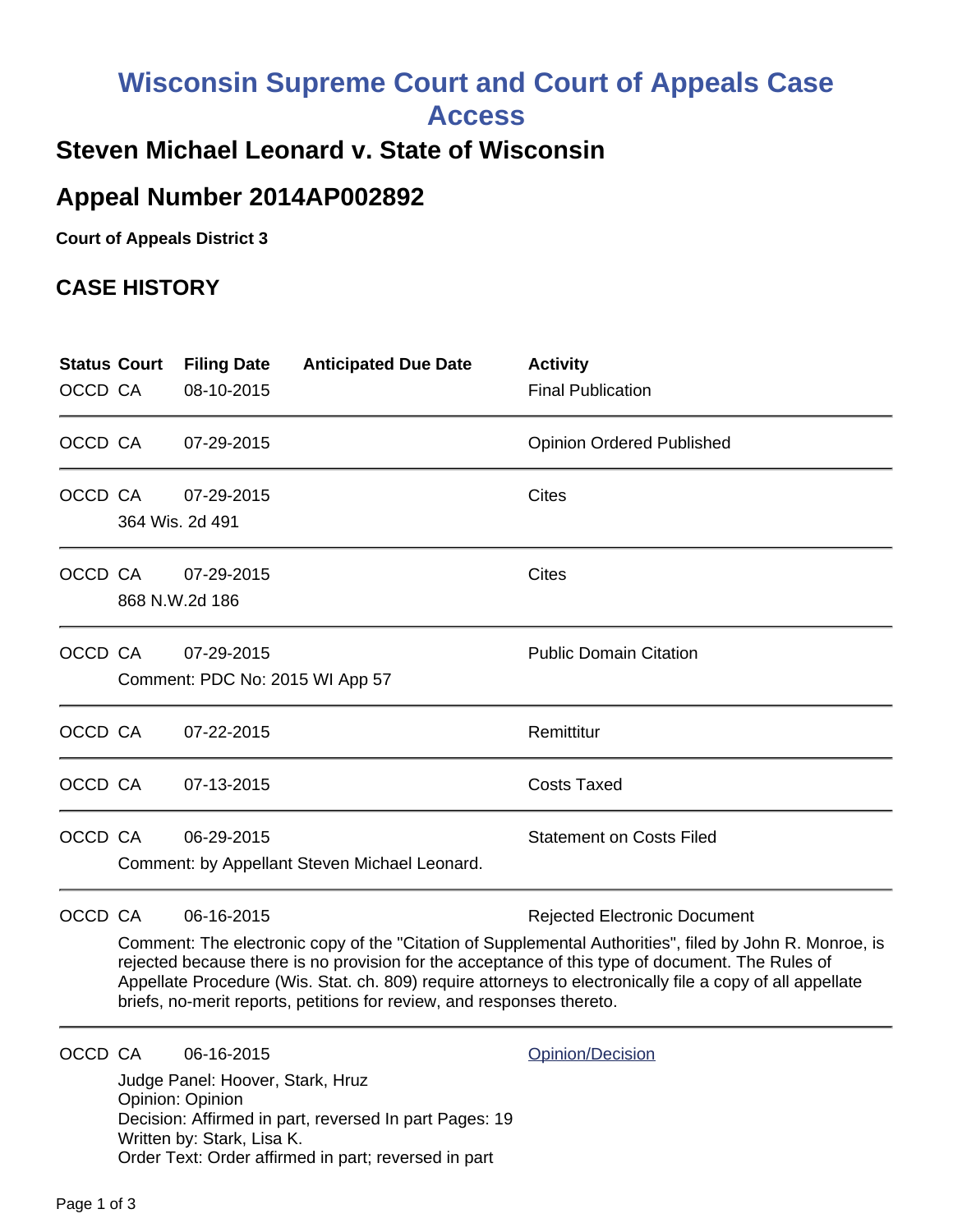# Wisconsin Supreme Court and Court of Appeals Case Access

## Steven Michael Leonard v. State of Wisconsin

## Appeal Number 2014AP002892

**Court of Appeals District 3**

### CASE HISTORY

| Status | Court | Filing Date | Anticipated Due Date | Activity |
|---|---|---|---|---|
| OCCD | CA | 08-10-2015 | | Final Publication |
| OCCD | CA | 07-29-2015 | | Opinion Ordered Published |
| OCCD | CA | 07-29-2015<br>364 Wis. 2d 491 | | Cites |
| OCCD | CA | 07-29-2015<br>868 N.W.2d 186 | | Cites |
| OCCD | CA | 07-29-2015<br>Comment: PDC No: 2015 WI App 57 | | Public Domain Citation |
| OCCD | CA | 07-22-2015 | | Remittitur |
| OCCD | CA | 07-13-2015 | | Costs Taxed |
| OCCD | CA | 06-29-2015<br>Comment: by Appellant Steven Michael Leonard. | | Statement on Costs Filed |
| OCCD | CA | 06-16-2015<br>Comment: The electronic copy of the "Citation of Supplemental Authorities", filed by John R. Monroe, is rejected because there is no provision for the acceptance of this type of document. The Rules of Appellate Procedure (Wis. Stat. ch. 809) require attorneys to electronically file a copy of all appellate briefs, no-merit reports, petitions for review, and responses thereto. | | Rejected Electronic Document |
| OCCD | CA | 06-16-2015<br>Judge Panel: Hoover, Stark, Hruz<br>Opinion: Opinion<br>Decision: Affirmed in part, reversed In part Pages: 19<br>Written by: Stark, Lisa K.<br>Order Text: Order affirmed in part; reversed in part | | Opinion/Decision |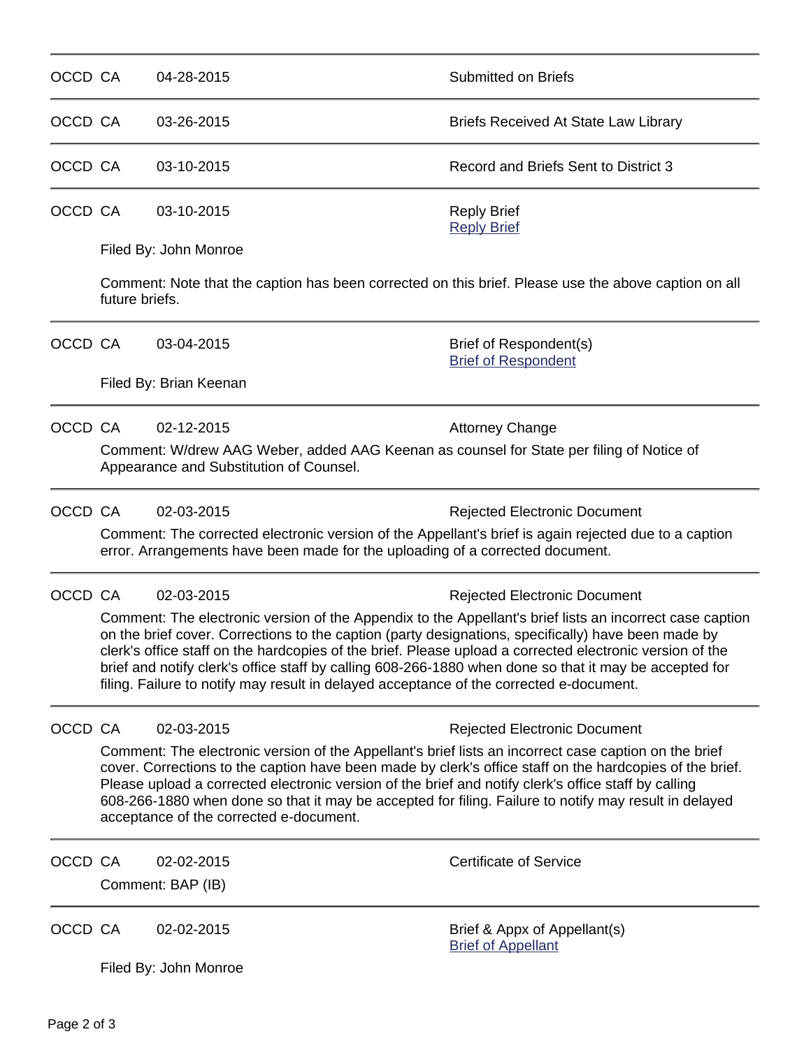OCCD CA 04-28-2015 Submitted on Briefs

---

OCCD CA 03-26-2015 Briefs Received At State Law Library

---

OCCD CA 03-10-2015 Record and Briefs Sent to District 3

---

OCCD CA 03-10-2015 Reply Brief
[Reply Brief]

Filed By: John Monroe

Comment: Note that the caption has been corrected on this brief. Please use the above caption on all future briefs.

---

OCCD CA 03-04-2015 Brief of Respondent(s)
[Brief of Respondent]

Filed By: Brian Keenan

---

OCCD CA 02-12-2015 Attorney Change

Comment: W/drew AAG Weber, added AAG Keenan as counsel for State per filing of Notice of Appearance and Substitution of Counsel.

---

OCCD CA 02-03-2015 Rejected Electronic Document

Comment: The corrected electronic version of the Appellant's brief is again rejected due to a caption error. Arrangements have been made for the uploading of a corrected document.

---

OCCD CA 02-03-2015 Rejected Electronic Document

Comment: The electronic version of the Appendix to the Appellant's brief lists an incorrect case caption on the brief cover. Corrections to the caption (party designations, specifically) have been made by clerk's office staff on the hardcopies of the brief. Please upload a corrected electronic version of the brief and notify clerk's office staff by calling 608-266-1880 when done so that it may be accepted for filing. Failure to notify may result in delayed acceptance of the corrected e-document.

---

OCCD CA 02-03-2015 Rejected Electronic Document

Comment: The electronic version of the Appellant's brief lists an incorrect case caption on the brief cover. Corrections to the caption have been made by clerk's office staff on the hardcopies of the brief. Please upload a corrected electronic version of the brief and notify clerk's office staff by calling 608-266-1880 when done so that it may be accepted for filing. Failure to notify may result in delayed acceptance of the corrected e-document.

---

OCCD CA 02-02-2015 Certificate of Service

Comment: BAP (IB)

---

OCCD CA 02-02-2015 Brief & Appx of Appellant(s)
[Brief of Appellant]

Filed By: John Monroe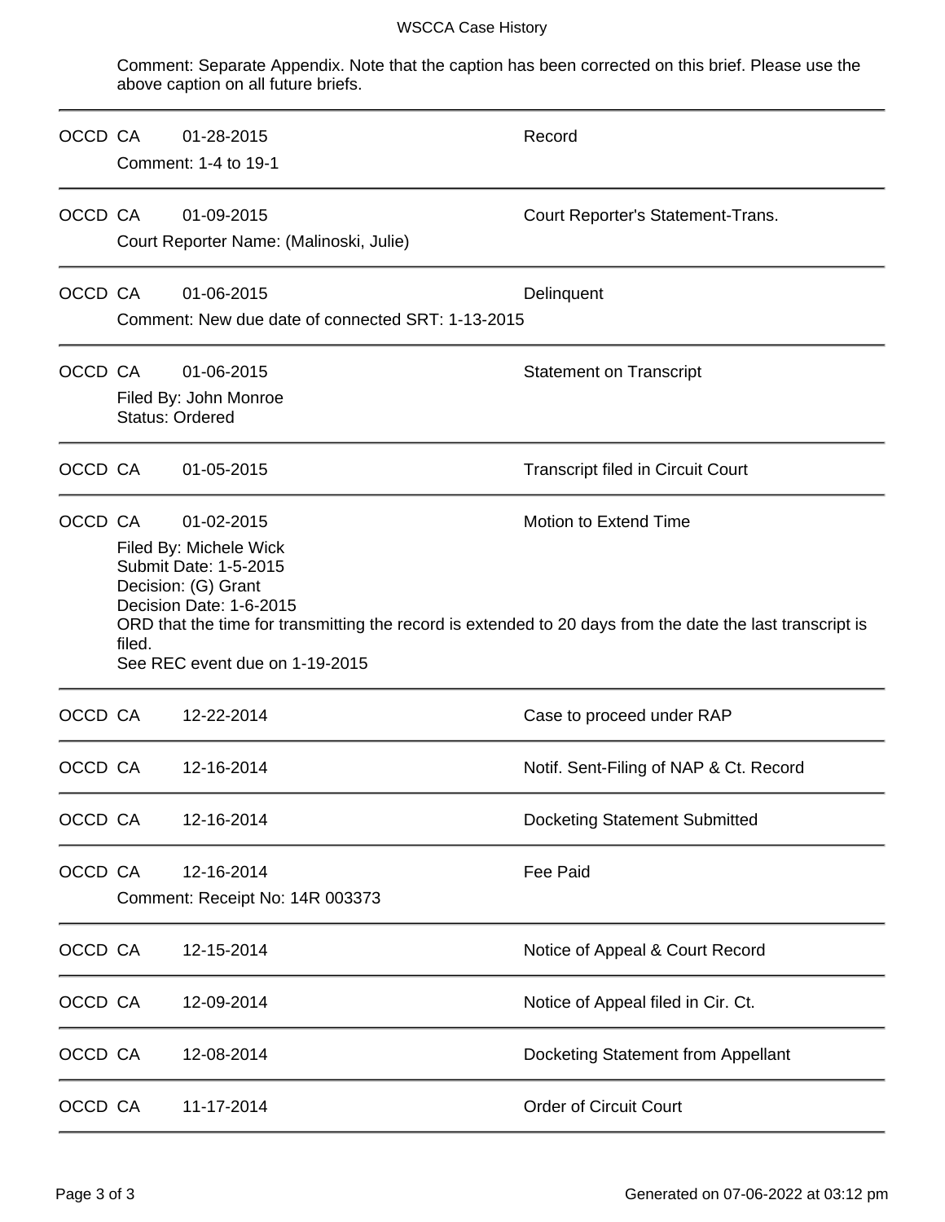Comment: Separate Appendix. Note that the caption has been corrected on this brief. Please use the above caption on all future briefs.

---

OCCD CA 01-28-2015 Record

Comment: 1-4 to 19-1

---

OCCD CA 01-09-2015 Court Reporter's Statement-Trans.

Court Reporter Name: (Malinoski, Julie)

---

OCCD CA 01-06-2015 Delinquent

Comment: New due date of connected SRT: 1-13-2015

---

OCCD CA 01-06-2015 Statement on Transcript

Filed By: John Monroe
Status: Ordered

---

OCCD CA 01-05-2015 Transcript filed in Circuit Court

---

OCCD CA 01-02-2015 Motion to Extend Time

Filed By: Michele Wick
Submit Date: 1-5-2015
Decision: (G) Grant
Decision Date: 1-6-2015
ORD that the time for transmitting the record is extended to 20 days from the date the last transcript is filed.
See REC event due on 1-19-2015

---

OCCD CA 12-22-2014 Case to proceed under RAP

---

OCCD CA 12-16-2014 Notif. Sent-Filing of NAP & Ct. Record

---

OCCD CA 12-16-2014 Docketing Statement Submitted

---

OCCD CA 12-16-2014 Fee Paid

Comment: Receipt No: 14R 003373

---

OCCD CA 12-15-2014 Notice of Appeal & Court Record

---

OCCD CA 12-09-2014 Notice of Appeal filed in Cir. Ct.

---

OCCD CA 12-08-2014 Docketing Statement from Appellant

---

OCCD CA 11-17-2014 Order of Circuit Court

---